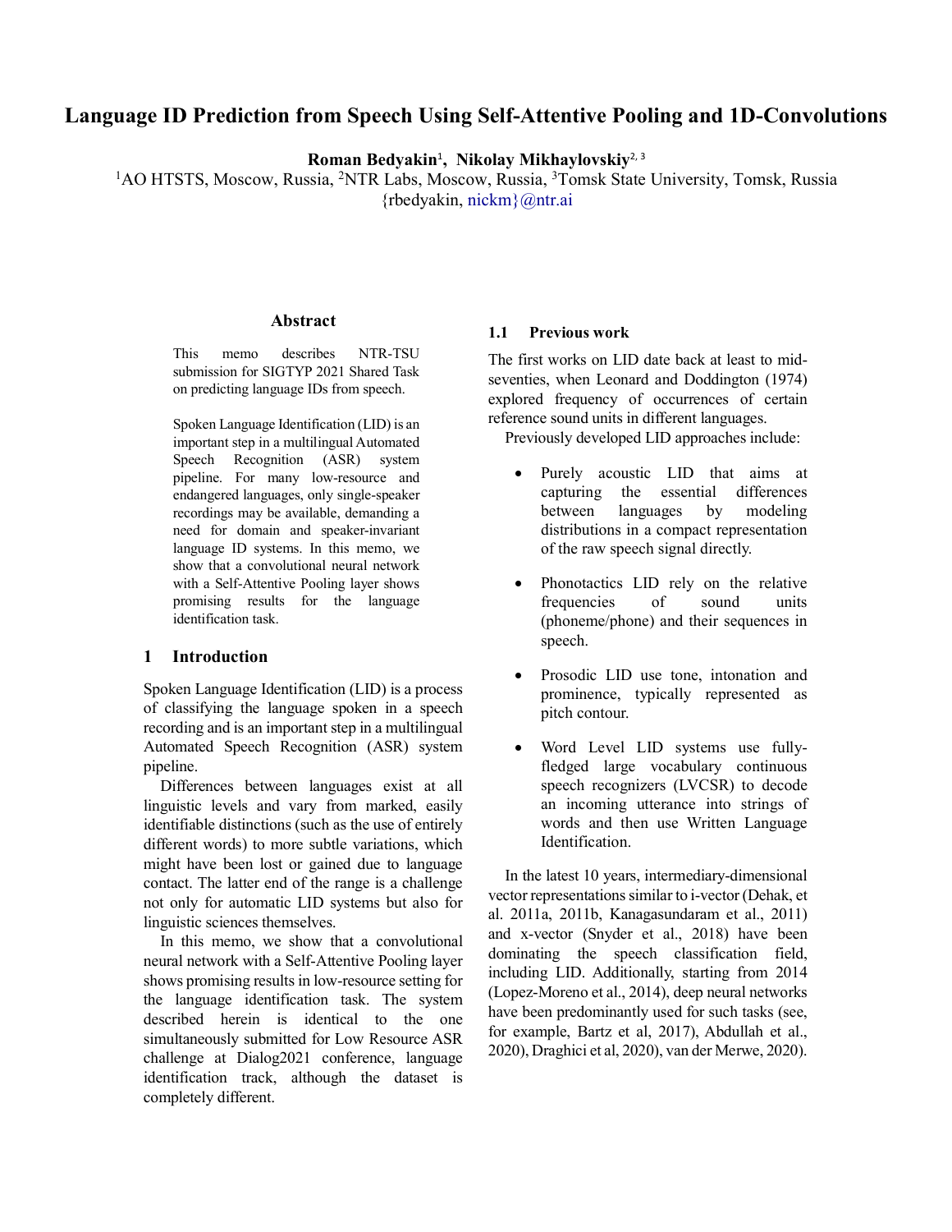# Language ID Prediction from Speech Using Self-Attentive Pooling and 1D-Convolutions

**Roman Bedyakin**[1], **Nikolay Mikhaylovskiy**[2, 3]

[1]AO HTSTS, Moscow, Russia, [2]NTR Labs, Moscow, Russia, [3]Tomsk State University, Tomsk, Russia

{rbedyakin, nickm}@ntr.ai

## Abstract

This memo describes NTR-TSU submission for SIGTYP 2021 Shared Task on predicting language IDs from speech.

Spoken Language Identification (LID) is an important step in a multilingual Automated Speech Recognition (ASR) system pipeline. For many low-resource and endangered languages, only single-speaker recordings may be available, demanding a need for domain and speaker-invariant language ID systems. In this memo, we show that a convolutional neural network with a Self-Attentive Pooling layer shows promising results for the language identification task.

## 1 Introduction

Spoken Language Identification (LID) is a process of classifying the language spoken in a speech recording and is an important step in a multilingual Automated Speech Recognition (ASR) system pipeline.

Differences between languages exist at all linguistic levels and vary from marked, easily identifiable distinctions (such as the use of entirely different words) to more subtle variations, which might have been lost or gained due to language contact. The latter end of the range is a challenge not only for automatic LID systems but also for linguistic sciences themselves.

In this memo, we show that a convolutional neural network with a Self-Attentive Pooling layer shows promising results in low-resource setting for the language identification task. The system described herein is identical to the one simultaneously submitted for Low Resource ASR challenge at Dialog2021 conference, language identification track, although the dataset is completely different.

### 1.1 Previous work

The first works on LID date back at least to mid-seventies, when Leonard and Doddington (1974) explored frequency of occurrences of certain reference sound units in different languages.

Previously developed LID approaches include:

- Purely acoustic LID that aims at capturing the essential differences between languages by modeling distributions in a compact representation of the raw speech signal directly.
- Phonotactics LID rely on the relative frequencies of sound units (phoneme/phone) and their sequences in speech.
- Prosodic LID use tone, intonation and prominence, typically represented as pitch contour.
- Word Level LID systems use fully-fledged large vocabulary continuous speech recognizers (LVCSR) to decode an incoming utterance into strings of words and then use Written Language Identification.

In the latest 10 years, intermediary-dimensional vector representations similar to i-vector (Dehak, et al. 2011a, 2011b, Kanagasundaram et al., 2011) and x-vector (Snyder et al., 2018) have been dominating the speech classification field, including LID. Additionally, starting from 2014 (Lopez-Moreno et al., 2014), deep neural networks have been predominantly used for such tasks (see, for example, Bartz et al, 2017), Abdullah et al., 2020), Draghici et al, 2020), van der Merwe, 2020).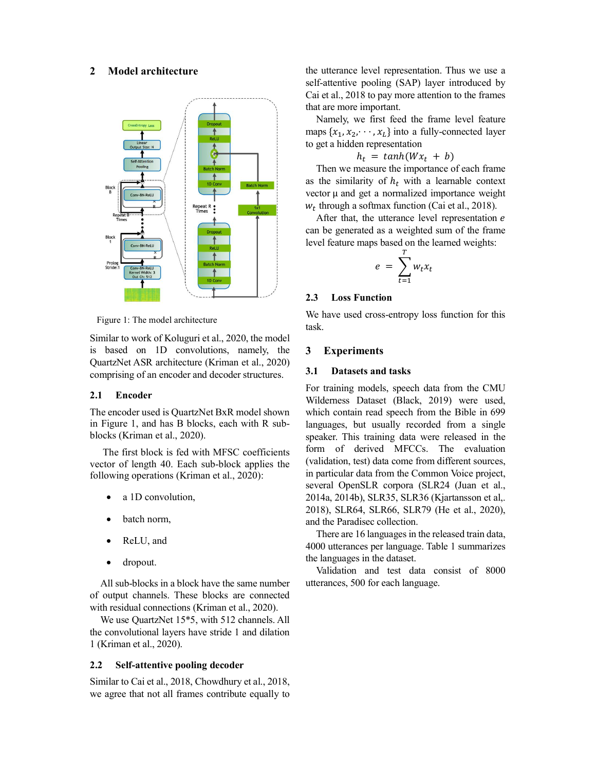## 2 Model architecture

Figure 1: The model architecture

Similar to work of Koluguri et al., 2020, the model is based on 1D convolutions, namely, the QuartzNet ASR architecture (Kriman et al., 2020) comprising of an encoder and decoder structures.

### 2.1 Encoder

The encoder used is QuartzNet BxR model shown in Figure 1, and has B blocks, each with R sub-blocks (Kriman et al., 2020).

The first block is fed with MFSC coefficients vector of length 40. Each sub-block applies the following operations (Kriman et al., 2020):

- a 1D convolution,
- batch norm,
- ReLU, and
- dropout.

All sub-blocks in a block have the same number of output channels. These blocks are connected with residual connections (Kriman et al., 2020).

We use QuartzNet 15*5, with 512 channels. All the convolutional layers have stride 1 and dilation 1 (Kriman et al., 2020).

### 2.2 Self-attentive pooling decoder

Similar to Cai et al., 2018, Chowdhury et al., 2018, we agree that not all frames contribute equally to the utterance level representation. Thus we use a self-attentive pooling (SAP) layer introduced by Cai et al., 2018 to pay more attention to the frames that are more important.

Namely, we first feed the frame level feature maps $\{x_1, x_2, \cdots, x_L\}$ into a fully-connected layer to get a hidden representation

$$h_t = tanh(Wx_t + b)$$

Then we measure the importance of each frame as the similarity of $h_t$ with a learnable context vector μ and get a normalized importance weight $w_t$ through a softmax function (Cai et al., 2018).

After that, the utterance level representation $e$ can be generated as a weighted sum of the frame level feature maps based on the learned weights:

$$e = \sum_{t=1}^{T} w_t x_t$$

### 2.3 Loss Function

We have used cross-entropy loss function for this task.

## 3 Experiments

### 3.1 Datasets and tasks

For training models, speech data from the CMU Wilderness Dataset (Black, 2019) were used, which contain read speech from the Bible in 699 languages, but usually recorded from a single speaker. This training data were released in the form of derived MFCCs. The evaluation (validation, test) data come from different sources, in particular data from the Common Voice project, several OpenSLR corpora (SLR24 (Juan et al., 2014a, 2014b), SLR35, SLR36 (Kjartansson et al,. 2018), SLR64, SLR66, SLR79 (He et al., 2020), and the Paradisec collection.

There are 16 languages in the released train data, 4000 utterances per language. Table 1 summarizes the languages in the dataset.

Validation and test data consist of 8000 utterances, 500 for each language.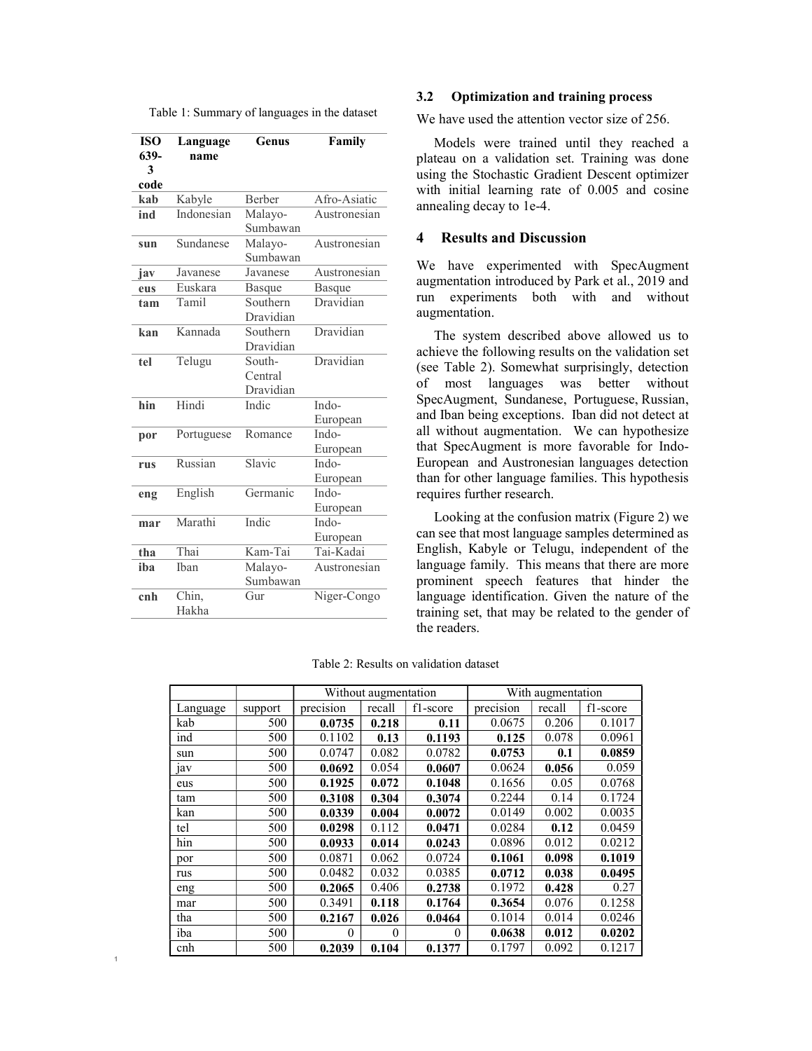Table 1: Summary of languages in the dataset

| ISO 639-3 code | Language name | Genus | Family |
|---|---|---|---|
| **kab** | Kabyle | Berber | Afro-Asiatic |
| **ind** | Indonesian | Malayo-Sumbawan | Austronesian |
| **sun** | Sundanese | Malayo-Sumbawan | Austronesian |
| **jav** | Javanese | Javanese | Austronesian |
| **eus** | Euskara | Basque | Basque |
| **tam** | Tamil | Southern Dravidian | Dravidian |
| **kan** | Kannada | Southern Dravidian | Dravidian |
| **tel** | Telugu | South-Central Dravidian | Dravidian |
| **hin** | Hindi | Indic | Indo-European |
| **por** | Portuguese | Romance | Indo-European |
| **rus** | Russian | Slavic | Indo-European |
| **eng** | English | Germanic | Indo-European |
| **mar** | Marathi | Indic | Indo-European |
| **tha** | Thai | Kam-Tai | Tai-Kadai |
| **iba** | Iban | Malayo-Sumbawan | Austronesian |
| **cnh** | Chin, Hakha | Gur | Niger-Congo |

### 3.2 Optimization and training process

We have used the attention vector size of 256.

Models were trained until they reached a plateau on a validation set. Training was done using the Stochastic Gradient Descent optimizer with initial learning rate of 0.005 and cosine annealing decay to 1e-4.

## 4 Results and Discussion

We have experimented with SpecAugment augmentation introduced by Park et al., 2019 and run experiments both with and without augmentation.

The system described above allowed us to achieve the following results on the validation set (see Table 2). Somewhat surprisingly, detection of most languages was better without SpecAugment, Sundanese, Portuguese, Russian, and Iban being exceptions. Iban did not detect at all without augmentation. We can hypothesize that SpecAugment is more favorable for Indo-European and Austronesian languages detection than for other language families. This hypothesis requires further research.

Looking at the confusion matrix (Figure 2) we can see that most language samples determined as English, Kabyle or Telugu, independent of the language family. This means that there are more prominent speech features that hinder the language identification. Given the nature of the training set, that may be related to the gender of the readers.

Table 2: Results on validation dataset

| | | Without augmentation | | | With augmentation | | |
|---|---|---|---|---|---|---|---|
| Language | support | precision | recall | f1-score | precision | recall | f1-score |
| kab | 500 | **0.0735** | **0.218** | **0.11** | 0.0675 | 0.206 | 0.1017 |
| ind | 500 | 0.1102 | **0.13** | **0.1193** | **0.125** | 0.078 | 0.0961 |
| sun | 500 | 0.0747 | 0.082 | 0.0782 | **0.0753** | **0.1** | **0.0859** |
| jav | 500 | **0.0692** | 0.054 | **0.0607** | 0.0624 | **0.056** | 0.059 |
| eus | 500 | **0.1925** | **0.072** | **0.1048** | 0.1656 | 0.05 | 0.0768 |
| tam | 500 | **0.3108** | **0.304** | **0.3074** | 0.2244 | 0.14 | 0.1724 |
| kan | 500 | **0.0339** | **0.004** | **0.0072** | 0.0149 | 0.002 | 0.0035 |
| tel | 500 | **0.0298** | 0.112 | **0.0471** | 0.0284 | **0.12** | 0.0459 |
| hin | 500 | **0.0933** | **0.014** | **0.0243** | 0.0896 | 0.012 | 0.0212 |
| por | 500 | 0.0871 | 0.062 | 0.0724 | **0.1061** | **0.098** | **0.1019** |
| rus | 500 | 0.0482 | 0.032 | 0.0385 | **0.0712** | **0.038** | **0.0495** |
| eng | 500 | **0.2065** | 0.406 | **0.2738** | 0.1972 | **0.428** | 0.27 |
| mar | 500 | 0.3491 | **0.118** | **0.1764** | **0.3654** | 0.076 | 0.1258 |
| tha | 500 | **0.2167** | **0.026** | **0.0464** | 0.1014 | 0.014 | 0.0246 |
| iba | 500 | 0 | 0 | 0 | **0.0638** | **0.012** | **0.0202** |
| cnh | 500 | **0.2039** | **0.104** | **0.1377** | 0.1797 | 0.092 | 0.1217 |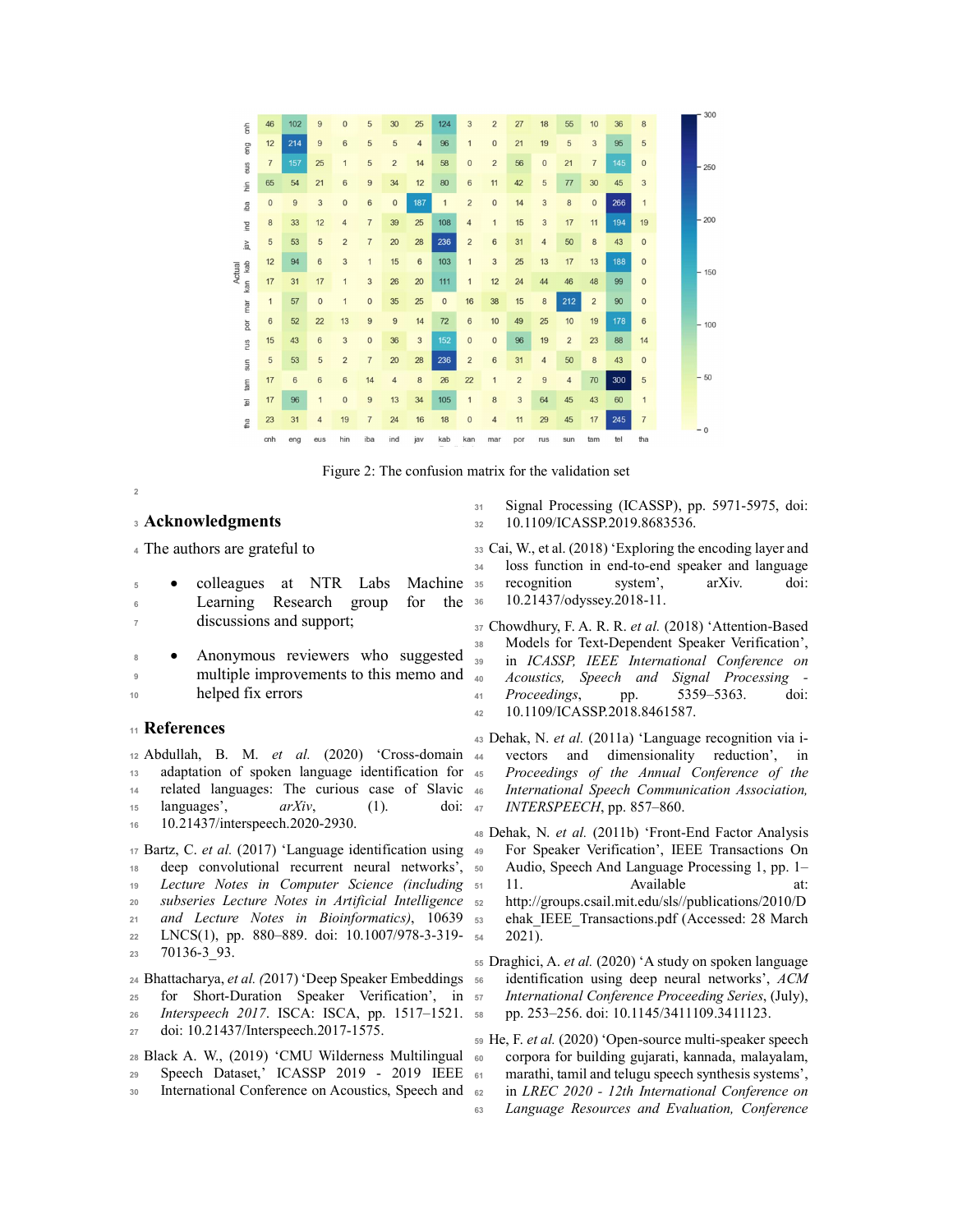| Actual | cnh | eng | eus | hin | iba | ind | jav | kab | kan | mar | por | rus | sun | tam | tel | tha |
|---|---|---|---|---|---|---|---|---|---|---|---|---|---|---|---|---|
| cnh | 46 | 102 | 9 | 0 | 5 | 30 | 25 | 124 | 3 | 2 | 27 | 18 | 55 | 10 | 36 | 8 |
| eng | 12 | 214 | 9 | 6 | 5 | 5 | 4 | 96 | 1 | 0 | 21 | 19 | 5 | 3 | 95 | 5 |
| eus | 7 | 157 | 25 | 1 | 5 | 2 | 14 | 58 | 0 | 2 | 56 | 0 | 21 | 7 | 145 | 0 |
| hin | 65 | 54 | 21 | 6 | 9 | 34 | 12 | 80 | 6 | 11 | 42 | 5 | 77 | 30 | 45 | 3 |
| iba | 0 | 9 | 3 | 0 | 6 | 0 | 187 | 1 | 2 | 0 | 14 | 3 | 8 | 0 | 266 | 1 |
| ind | 8 | 33 | 12 | 4 | 7 | 39 | 25 | 108 | 4 | 1 | 15 | 3 | 17 | 11 | 194 | 19 |
| jav | 5 | 53 | 5 | 2 | 7 | 20 | 28 | 236 | 2 | 6 | 31 | 4 | 50 | 8 | 43 | 0 |
| kab | 12 | 94 | 6 | 3 | 1 | 15 | 6 | 103 | 1 | 3 | 25 | 13 | 17 | 13 | 188 | 0 |
| kan | 17 | 31 | 17 | 1 | 3 | 26 | 20 | 111 | 1 | 12 | 24 | 44 | 46 | 48 | 99 | 0 |
| mar | 1 | 57 | 0 | 1 | 0 | 35 | 25 | 0 | 16 | 38 | 15 | 8 | 212 | 2 | 90 | 0 |
| por | 6 | 52 | 22 | 13 | 9 | 9 | 14 | 72 | 6 | 10 | 49 | 25 | 10 | 19 | 178 | 6 |
| rus | 15 | 43 | 6 | 3 | 0 | 36 | 3 | 152 | 0 | 0 | 96 | 19 | 2 | 23 | 88 | 14 |
| sun | 5 | 53 | 5 | 2 | 7 | 20 | 28 | 236 | 2 | 6 | 31 | 4 | 50 | 8 | 43 | 0 |
| tam | 17 | 6 | 6 | 6 | 14 | 4 | 8 | 26 | 22 | 1 | 2 | 9 | 4 | 70 | 300 | 5 |
| tel | 17 | 96 | 1 | 0 | 9 | 13 | 34 | 105 | 1 | 8 | 3 | 64 | 45 | 43 | 60 | 1 |
| tha | 23 | 31 | 4 | 19 | 7 | 24 | 16 | 18 | 0 | 4 | 11 | 29 | 45 | 17 | 245 | 7 |

Figure 2: The confusion matrix for the validation set

## Acknowledgments

The authors are grateful to

- colleagues at NTR Labs Machine Learning Research group for the discussions and support;
- Anonymous reviewers who suggested multiple improvements to this memo and helped fix errors

## References

Abdullah, B. M. *et al.* (2020) 'Cross-domain adaptation of spoken language identification for related languages: The curious case of Slavic languages', *arXiv*, (1). doi: 10.21437/interspeech.2020-2930.

Bartz, C. *et al.* (2017) 'Language identification using deep convolutional recurrent neural networks', *Lecture Notes in Computer Science (including subseries Lecture Notes in Artificial Intelligence and Lecture Notes in Bioinformatics)*, 10639 LNCS(1), pp. 880–889. doi: 10.1007/978-3-319-70136-3_93.

Bhattacharya, *et al.* (2017) 'Deep Speaker Embeddings for Short-Duration Speaker Verification', in *Interspeech 2017*. ISCA: ISCA, pp. 1517–1521. doi: 10.21437/Interspeech.2017-1575.

Black A. W., (2019) 'CMU Wilderness Multilingual Speech Dataset,' ICASSP 2019 - 2019 IEEE International Conference on Acoustics, Speech and Signal Processing (ICASSP), pp. 5971-5975, doi: 10.1109/ICASSP.2019.8683536.

Cai, W., et al. (2018) 'Exploring the encoding layer and loss function in end-to-end speaker and language recognition system', arXiv. doi: 10.21437/odyssey.2018-11.

Chowdhury, F. A. R. R. *et al.* (2018) 'Attention-Based Models for Text-Dependent Speaker Verification', in *ICASSP, IEEE International Conference on Acoustics, Speech and Signal Processing - Proceedings*, pp. 5359–5363. doi: 10.1109/ICASSP.2018.8461587.

Dehak, N. *et al.* (2011a) 'Language recognition via i-vectors and dimensionality reduction', in *Proceedings of the Annual Conference of the International Speech Communication Association, INTERSPEECH*, pp. 857–860.

Dehak, N. *et al.* (2011b) 'Front-End Factor Analysis For Speaker Verification', IEEE Transactions On Audio, Speech And Language Processing 1, pp. 1–11. Available at: http://groups.csail.mit.edu/sls//publications/2010/Dehak_IEEE_Transactions.pdf (Accessed: 28 March 2021).

Draghici, A. *et al.* (2020) 'A study on spoken language identification using deep neural networks', *ACM International Conference Proceeding Series*, (July), pp. 253–256. doi: 10.1145/3411109.3411123.

He, F. *et al.* (2020) 'Open-source multi-speaker speech corpora for building gujarati, kannada, malayalam, marathi, tamil and telugu speech synthesis systems', in *LREC 2020 - 12th International Conference on Language Resources and Evaluation, Conference*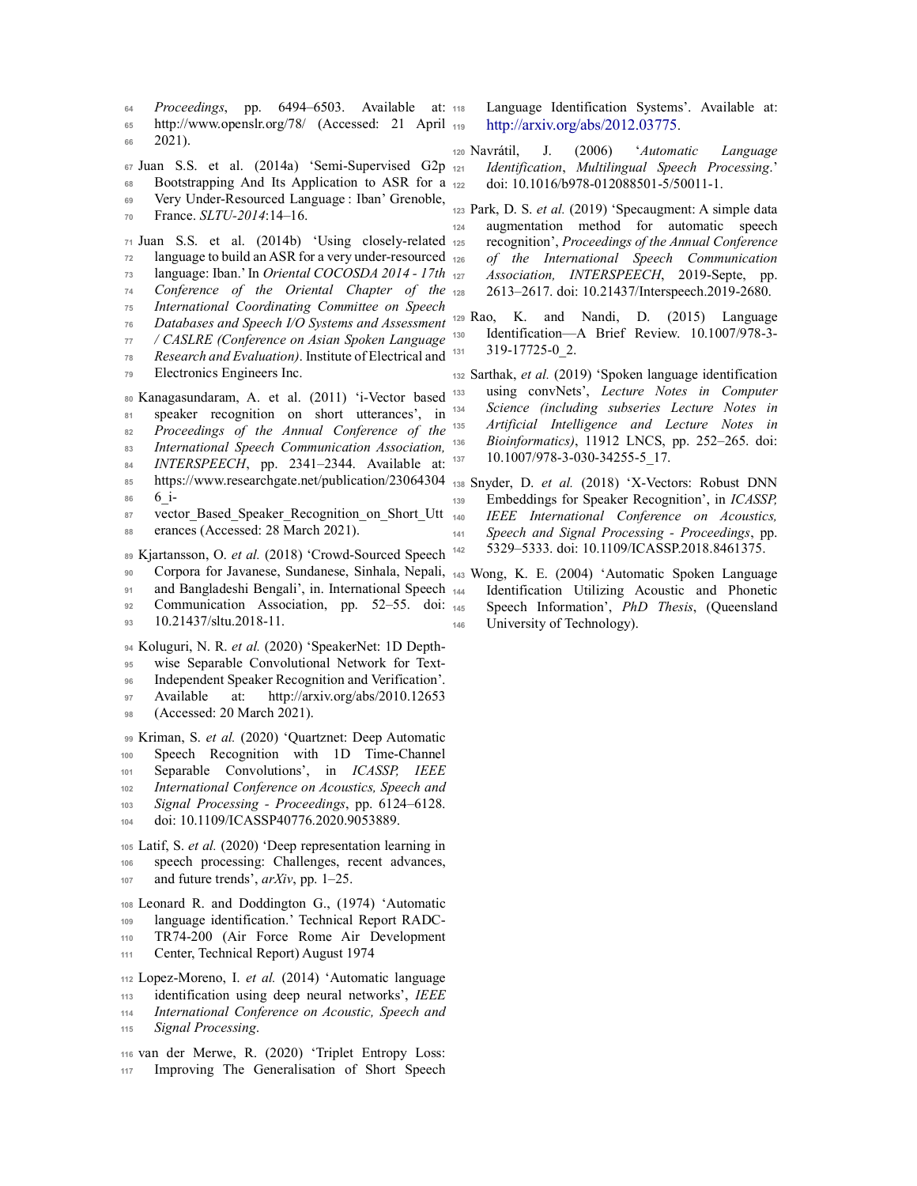*Proceedings*, pp. 6494–6503. Available at: http://www.openslr.org/78/ (Accessed: 21 April 2021).

Juan S.S. et al. (2014a) 'Semi-Supervised G2p Bootstrapping And Its Application to ASR for a Very Under-Resourced Language : Iban' Grenoble, France. *SLTU-2014*:14–16.

Juan S.S. et al. (2014b) 'Using closely-related language to build an ASR for a very under-resourced language: Iban.' In *Oriental COCOSDA 2014 - 17th Conference of the Oriental Chapter of the International Coordinating Committee on Speech Databases and Speech I/O Systems and Assessment / CASLRE (Conference on Asian Spoken Language Research and Evaluation)*. Institute of Electrical and Electronics Engineers Inc.

Kanagasundaram, A. et al. (2011) 'i-Vector based speaker recognition on short utterances', in *Proceedings of the Annual Conference of the International Speech Communication Association, INTERSPEECH*, pp. 2341–2344. Available at: https://www.researchgate.net/publication/230643046_i-vector_Based_Speaker_Recognition_on_Short_Utterances (Accessed: 28 March 2021).

Kjartansson, O. *et al.* (2018) 'Crowd-Sourced Speech Corpora for Javanese, Sundanese, Sinhala, Nepali, and Bangladeshi Bengali', in. International Speech Communication Association, pp. 52–55. doi: 10.21437/sltu.2018-11.

Koluguri, N. R. *et al.* (2020) 'SpeakerNet: 1D Depth-wise Separable Convolutional Network for Text-Independent Speaker Recognition and Verification'. Available at: http://arxiv.org/abs/2010.12653 (Accessed: 20 March 2021).

Kriman, S. *et al.* (2020) 'Quartznet: Deep Automatic Speech Recognition with 1D Time-Channel Separable Convolutions', in *ICASSP, IEEE International Conference on Acoustics, Speech and Signal Processing - Proceedings*, pp. 6124–6128. doi: 10.1109/ICASSP40776.2020.9053889.

Latif, S. *et al.* (2020) 'Deep representation learning in speech processing: Challenges, recent advances, and future trends', *arXiv*, pp. 1–25.

Leonard R. and Doddington G., (1974) 'Automatic language identification.' Technical Report RADC-TR74-200 (Air Force Rome Air Development Center, Technical Report) August 1974

Lopez-Moreno, I. *et al.* (2014) 'Automatic language identification using deep neural networks', *IEEE International Conference on Acoustic, Speech and Signal Processing*.

van der Merwe, R. (2020) 'Triplet Entropy Loss: Improving The Generalisation of Short Speech Language Identification Systems'. Available at: http://arxiv.org/abs/2012.03775.

Navrátil, J. (2006) '*Automatic Language Identification*, *Multilingual Speech Processing*.' doi: 10.1016/b978-012088501-5/50011-1.

Park, D. S. *et al.* (2019) 'Specaugment: A simple data augmentation method for automatic speech recognition', *Proceedings of the Annual Conference of the International Speech Communication Association, INTERSPEECH*, 2019-Septe, pp. 2613–2617. doi: 10.21437/Interspeech.2019-2680.

Rao, K. and Nandi, D. (2015) Language Identification—A Brief Review. 10.1007/978-3-319-17725-0_2.

Sarthak, *et al.* (2019) 'Spoken language identification using convNets', *Lecture Notes in Computer Science (including subseries Lecture Notes in Artificial Intelligence and Lecture Notes in Bioinformatics)*, 11912 LNCS, pp. 252–265. doi: 10.1007/978-3-030-34255-5_17.

Snyder, D. *et al.* (2018) 'X-Vectors: Robust DNN Embeddings for Speaker Recognition', in *ICASSP, IEEE International Conference on Acoustics, Speech and Signal Processing - Proceedings*, pp. 5329–5333. doi: 10.1109/ICASSP.2018.8461375.

Wong, K. E. (2004) 'Automatic Spoken Language Identification Utilizing Acoustic and Phonetic Speech Information', *PhD Thesis*, (Queensland University of Technology).